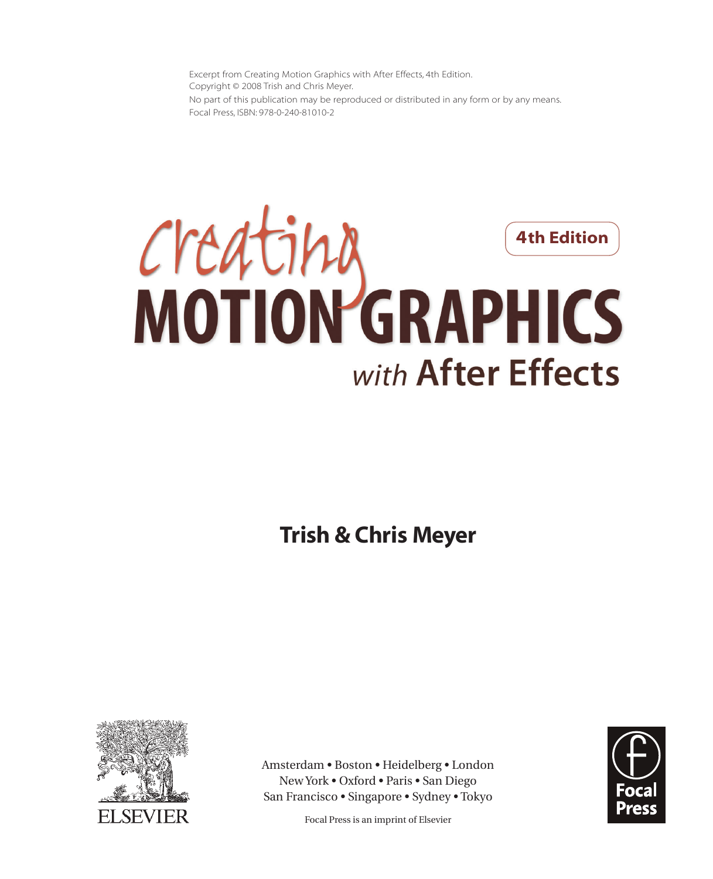Excerpt from Creating Motion Graphics with After Effects, 4th Edition.
Copyright © 2008 Trish and Chris Meyer.
No part of this publication may be reproduced or distributed in any form or by any means.
Focal Press, ISBN: 978-0-240-81010-2

# Creating MOTION GRAPHICS with After Effects

**4th Edition**

## Trish & Chris Meyer

ELSEVIER

Amsterdam • Boston • Heidelberg • London
New York • Oxford • Paris • San Diego
San Francisco • Singapore • Sydney • Tokyo

Focal Press is an imprint of Elsevier

Focal Press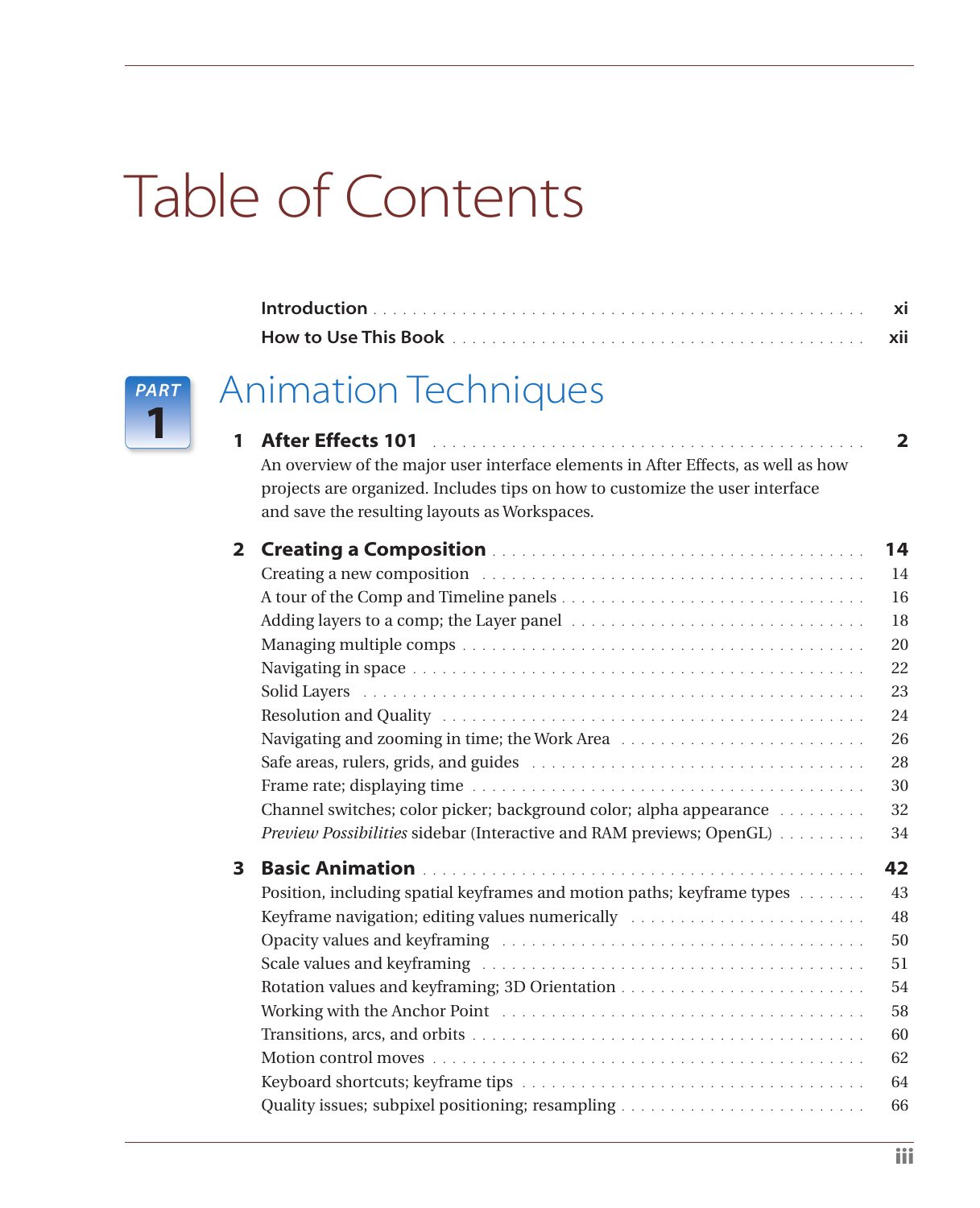# Table of Contents

**Introduction** . . . . . . . . . . . . . . . . . . . . . . . . . . . . . . . . . . . . . . . . . . . . . . . . **xi**

**How to Use This Book** . . . . . . . . . . . . . . . . . . . . . . . . . . . . . . . . . . . . . . . . . . **xii**

## PART 1 Animation Techniques

### 1 After Effects 101 . . . . . . . . . . . . . . . . . . . . . . . . . . . . . . . . . . . . . . . . . . . 2

An overview of the major user interface elements in After Effects, as well as how projects are organized. Includes tips on how to customize the user interface and save the resulting layouts as Workspaces.

### 2 Creating a Composition . . . . . . . . . . . . . . . . . . . . . . . . . . . . . . . . . . . . 14

Creating a new composition . . . . . . . . . . . . . . . . . . . . . . . . . . . . . . . . . . . . . 14
A tour of the Comp and Timeline panels . . . . . . . . . . . . . . . . . . . . . . . . . . . . . 16
Adding layers to a comp; the Layer panel . . . . . . . . . . . . . . . . . . . . . . . . . . . 18
Managing multiple comps . . . . . . . . . . . . . . . . . . . . . . . . . . . . . . . . . . . . . . 20
Navigating in space . . . . . . . . . . . . . . . . . . . . . . . . . . . . . . . . . . . . . . . . . . 22
Solid Layers . . . . . . . . . . . . . . . . . . . . . . . . . . . . . . . . . . . . . . . . . . . . . . . 23
Resolution and Quality . . . . . . . . . . . . . . . . . . . . . . . . . . . . . . . . . . . . . . . . 24
Navigating and zooming in time; the Work Area . . . . . . . . . . . . . . . . . . . . . . . 26
Safe areas, rulers, grids, and guides . . . . . . . . . . . . . . . . . . . . . . . . . . . . . . . 28
Frame rate; displaying time . . . . . . . . . . . . . . . . . . . . . . . . . . . . . . . . . . . . . 30
Channel switches; color picker; background color; alpha appearance . . . . . . . . . 32
*Preview Possibilities* sidebar (Interactive and RAM previews; OpenGL) . . . . . . . . . 34

### 3 Basic Animation . . . . . . . . . . . . . . . . . . . . . . . . . . . . . . . . . . . . . . . . . . . 42

Position, including spatial keyframes and motion paths; keyframe types . . . . . . . 43
Keyframe navigation; editing values numerically . . . . . . . . . . . . . . . . . . . . . . . 48
Opacity values and keyframing . . . . . . . . . . . . . . . . . . . . . . . . . . . . . . . . . . . 50
Scale values and keyframing . . . . . . . . . . . . . . . . . . . . . . . . . . . . . . . . . . . . . 51
Rotation values and keyframing; 3D Orientation . . . . . . . . . . . . . . . . . . . . . . . 54
Working with the Anchor Point . . . . . . . . . . . . . . . . . . . . . . . . . . . . . . . . . . . 58
Transitions, arcs, and orbits . . . . . . . . . . . . . . . . . . . . . . . . . . . . . . . . . . . . . 60
Motion control moves . . . . . . . . . . . . . . . . . . . . . . . . . . . . . . . . . . . . . . . . . 62
Keyboard shortcuts; keyframe tips . . . . . . . . . . . . . . . . . . . . . . . . . . . . . . . . . 64
Quality issues; subpixel positioning; resampling . . . . . . . . . . . . . . . . . . . . . . . . 66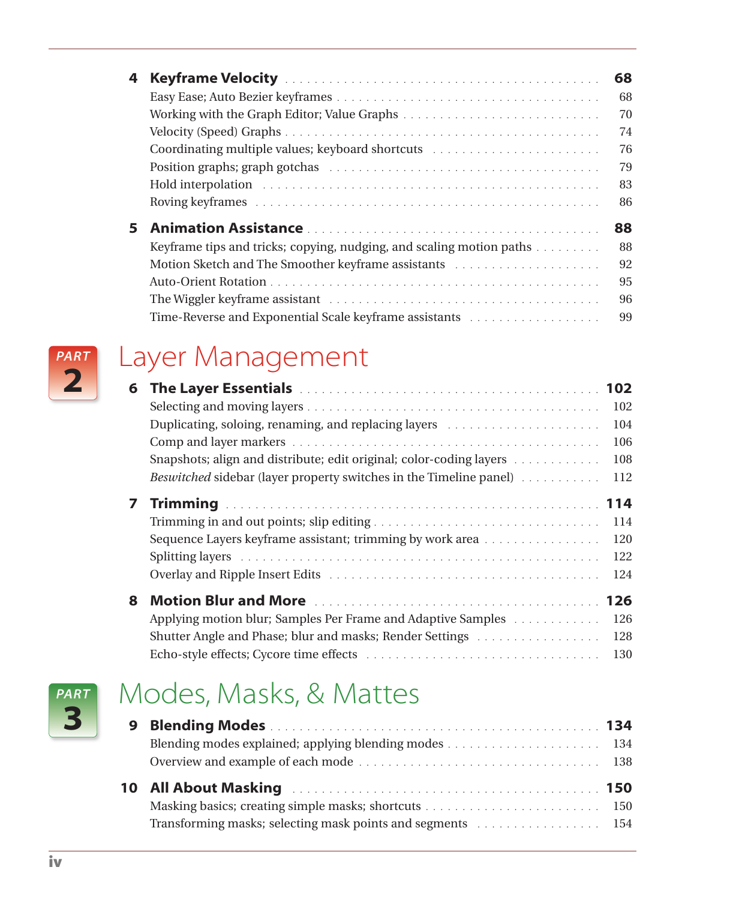**4 Keyframe Velocity** 68

Easy Ease; Auto Bezier keyframes 68
Working with the Graph Editor; Value Graphs 70
Velocity (Speed) Graphs 74
Coordinating multiple values; keyboard shortcuts 76
Position graphs; graph gotchas 79
Hold interpolation 83
Roving keyframes 86

**5 Animation Assistance** 88

Keyframe tips and tricks; copying, nudging, and scaling motion paths 88
Motion Sketch and The Smoother keyframe assistants 92
Auto-Orient Rotation 95
The Wiggler keyframe assistant 96
Time-Reverse and Exponential Scale keyframe assistants 99

# PART 2 Layer Management

**6 The Layer Essentials** 102

Selecting and moving layers 102
Duplicating, soloing, renaming, and replacing layers 104
Comp and layer markers 106
Snapshots; align and distribute; edit original; color-coding layers 108
*Beswitched* sidebar (layer property switches in the Timeline panel) 112

**7 Trimming** 114

Trimming in and out points; slip editing 114
Sequence Layers keyframe assistant; trimming by work area 120
Splitting layers 122
Overlay and Ripple Insert Edits 124

**8 Motion Blur and More** 126

Applying motion blur; Samples Per Frame and Adaptive Samples 126
Shutter Angle and Phase; blur and masks; Render Settings 128
Echo-style effects; Cycore time effects 130

# PART 3 Modes, Masks, & Mattes

**9 Blending Modes** 134

Blending modes explained; applying blending modes 134
Overview and example of each mode 138

**10 All About Masking** 150

Masking basics; creating simple masks; shortcuts 150
Transforming masks; selecting mask points and segments 154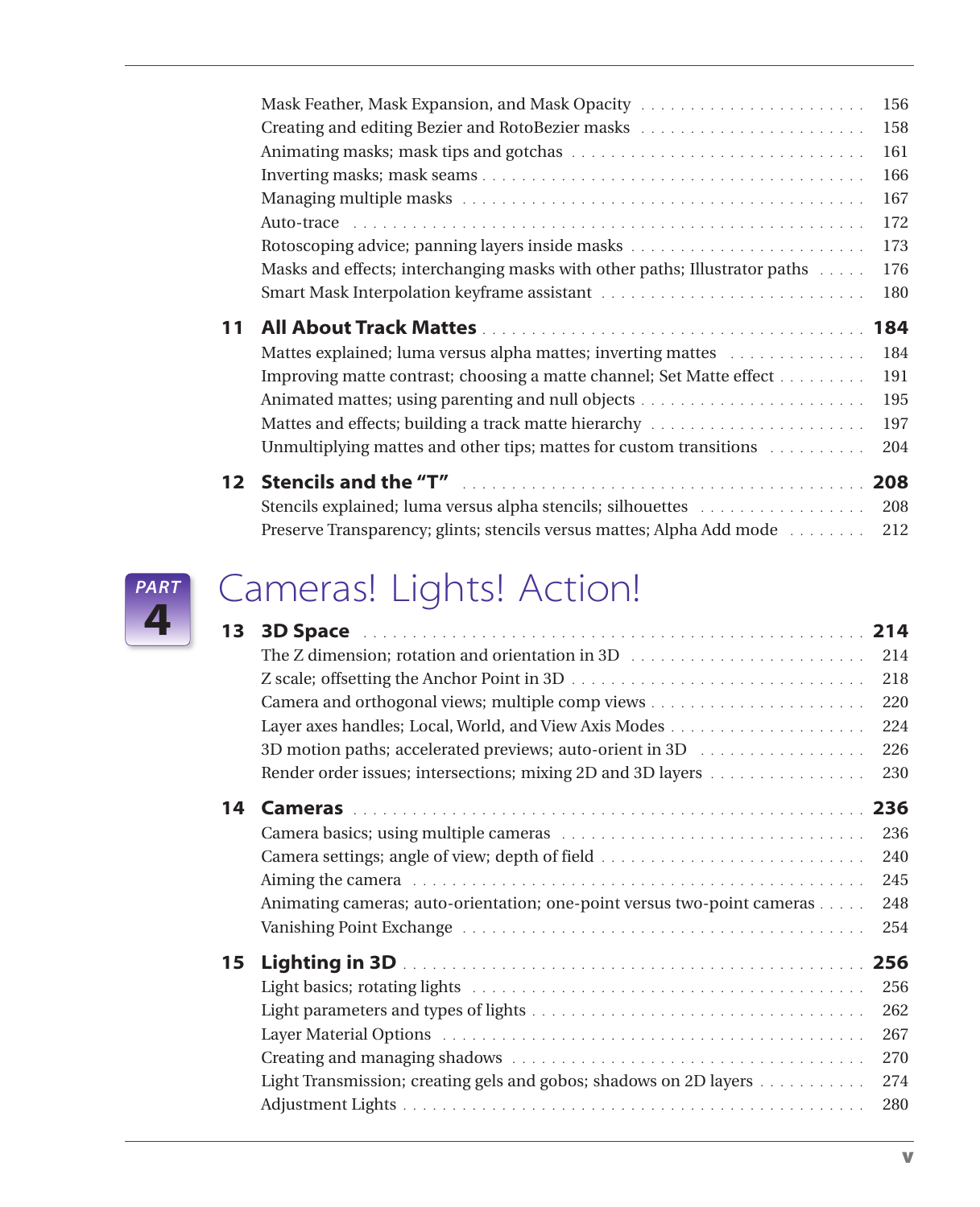Mask Feather, Mask Expansion, and Mask Opacity . . . . . . . . . . . . . . . . . . . . . . 156
Creating and editing Bezier and RotoBezier masks . . . . . . . . . . . . . . . . . . . . . . 158
Animating masks; mask tips and gotchas . . . . . . . . . . . . . . . . . . . . . . . . . . . . 161
Inverting masks; mask seams . . . . . . . . . . . . . . . . . . . . . . . . . . . . . . . . . . . . 166
Managing multiple masks . . . . . . . . . . . . . . . . . . . . . . . . . . . . . . . . . . . . . . . 167
Auto-trace . . . . . . . . . . . . . . . . . . . . . . . . . . . . . . . . . . . . . . . . . . . . . . . . . 172
Rotoscoping advice; panning layers inside masks . . . . . . . . . . . . . . . . . . . . . . . 173
Masks and effects; interchanging masks with other paths; Illustrator paths . . . . . 176
Smart Mask Interpolation keyframe assistant . . . . . . . . . . . . . . . . . . . . . . . . . . 180

**11 All About Track Mattes . . . . . . . . . . . . . . . . . . . . . . . . . . . . . . . . . . . . . 184**

Mattes explained; luma versus alpha mattes; inverting mattes . . . . . . . . . . . . . . 184
Improving matte contrast; choosing a matte channel; Set Matte effect . . . . . . . . . 191
Animated mattes; using parenting and null objects . . . . . . . . . . . . . . . . . . . . . . 195
Mattes and effects; building a track matte hierarchy . . . . . . . . . . . . . . . . . . . . . 197
Unmultiplying mattes and other tips; mattes for custom transitions . . . . . . . . . . 204

**12 Stencils and the "T" . . . . . . . . . . . . . . . . . . . . . . . . . . . . . . . . . . . . . . . 208**

Stencils explained; luma versus alpha stencils; silhouettes . . . . . . . . . . . . . . . . . 208
Preserve Transparency; glints; stencils versus mattes; Alpha Add mode . . . . . . . . 212

# PART 4 Cameras! Lights! Action!

**13 3D Space . . . . . . . . . . . . . . . . . . . . . . . . . . . . . . . . . . . . . . . . . . . . . . . 214**

The Z dimension; rotation and orientation in 3D . . . . . . . . . . . . . . . . . . . . . . . 214
Z scale; offsetting the Anchor Point in 3D . . . . . . . . . . . . . . . . . . . . . . . . . . . . 218
Camera and orthogonal views; multiple comp views . . . . . . . . . . . . . . . . . . . . . 220
Layer axes handles; Local, World, and View Axis Modes . . . . . . . . . . . . . . . . . . . 224
3D motion paths; accelerated previews; auto-orient in 3D . . . . . . . . . . . . . . . . . 226
Render order issues; intersections; mixing 2D and 3D layers . . . . . . . . . . . . . . . . 230

**14 Cameras . . . . . . . . . . . . . . . . . . . . . . . . . . . . . . . . . . . . . . . . . . . . . . . 236**

Camera basics; using multiple cameras . . . . . . . . . . . . . . . . . . . . . . . . . . . . . . 236
Camera settings; angle of view; depth of field . . . . . . . . . . . . . . . . . . . . . . . . . . 240
Aiming the camera . . . . . . . . . . . . . . . . . . . . . . . . . . . . . . . . . . . . . . . . . . . . 245
Animating cameras; auto-orientation; one-point versus two-point cameras . . . . . 248
Vanishing Point Exchange . . . . . . . . . . . . . . . . . . . . . . . . . . . . . . . . . . . . . . . 254

**15 Lighting in 3D . . . . . . . . . . . . . . . . . . . . . . . . . . . . . . . . . . . . . . . . . . . . 256**

Light basics; rotating lights . . . . . . . . . . . . . . . . . . . . . . . . . . . . . . . . . . . . . . 256
Light parameters and types of lights . . . . . . . . . . . . . . . . . . . . . . . . . . . . . . . . 262
Layer Material Options . . . . . . . . . . . . . . . . . . . . . . . . . . . . . . . . . . . . . . . . . 267
Creating and managing shadows . . . . . . . . . . . . . . . . . . . . . . . . . . . . . . . . . . . 270
Light Transmission; creating gels and gobos; shadows on 2D layers . . . . . . . . . . . 274
Adjustment Lights . . . . . . . . . . . . . . . . . . . . . . . . . . . . . . . . . . . . . . . . . . . . 280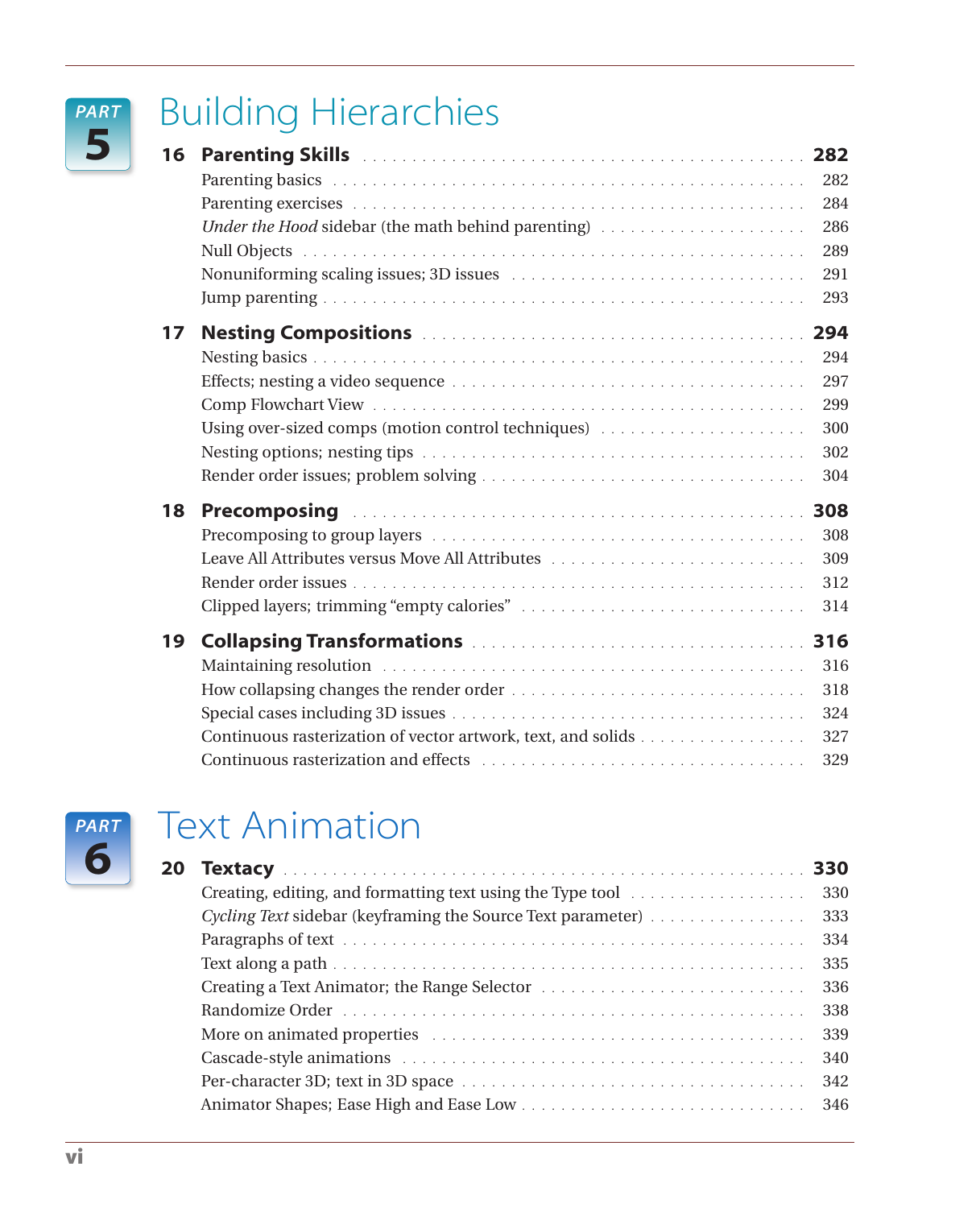# PART 5 Building Hierarchies

## 16 Parenting Skills . . . 282

- Parenting basics . . . 282
- Parenting exercises . . . 284
- *Under the Hood* sidebar (the math behind parenting) . . . 286
- Null Objects . . . 289
- Nonuniforming scaling issues; 3D issues . . . 291
- Jump parenting . . . 293

## 17 Nesting Compositions . . . 294

- Nesting basics . . . 294
- Effects; nesting a video sequence . . . 297
- Comp Flowchart View . . . 299
- Using over-sized comps (motion control techniques) . . . 300
- Nesting options; nesting tips . . . 302
- Render order issues; problem solving . . . 304

## 18 Precomposing . . . 308

- Precomposing to group layers . . . 308
- Leave All Attributes versus Move All Attributes . . . 309
- Render order issues . . . 312
- Clipped layers; trimming "empty calories" . . . 314

## 19 Collapsing Transformations . . . 316

- Maintaining resolution . . . 316
- How collapsing changes the render order . . . 318
- Special cases including 3D issues . . . 324
- Continuous rasterization of vector artwork, text, and solids . . . 327
- Continuous rasterization and effects . . . 329

# PART 6 Text Animation

## 20 Textacy . . . 330

- Creating, editing, and formatting text using the Type tool . . . 330
- *Cycling Text* sidebar (keyframing the Source Text parameter) . . . 333
- Paragraphs of text . . . 334
- Text along a path . . . 335
- Creating a Text Animator; the Range Selector . . . 336
- Randomize Order . . . 338
- More on animated properties . . . 339
- Cascade-style animations . . . 340
- Per-character 3D; text in 3D space . . . 342
- Animator Shapes; Ease High and Ease Low . . . 346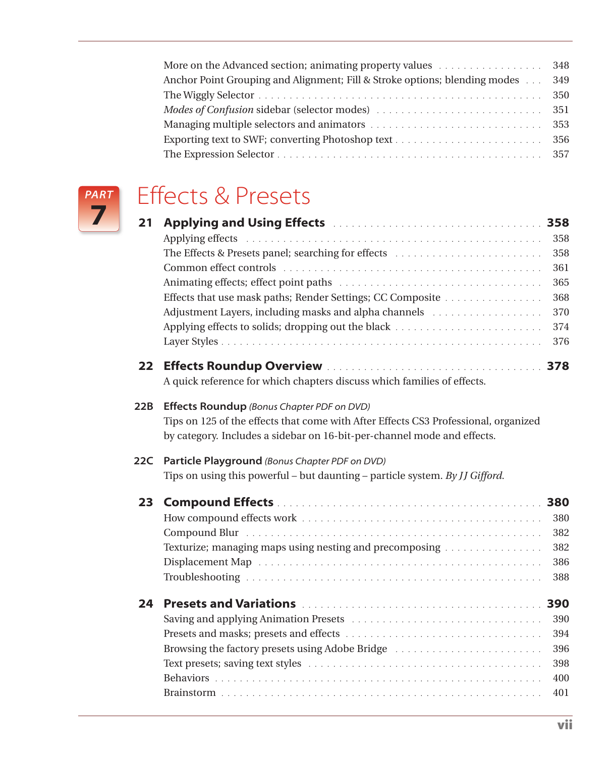More on the Advanced section; animating property values . . . . . . . . . . . . . . . . . 348
Anchor Point Grouping and Alignment; Fill & Stroke options; blending modes . . . 349
The Wiggly Selector . . . . . . . . . . . . . . . . . . . . . . . . . . . . . . . . . . . . . . . . . . . 350
*Modes of Confusion* sidebar (selector modes) . . . . . . . . . . . . . . . . . . . . . . . . . 351
Managing multiple selectors and animators . . . . . . . . . . . . . . . . . . . . . . . . . . . 353
Exporting text to SWF; converting Photoshop text . . . . . . . . . . . . . . . . . . . . . . 356
The Expression Selector . . . . . . . . . . . . . . . . . . . . . . . . . . . . . . . . . . . . . . . . 357

# PART 7 Effects & Presets

## 21 Applying and Using Effects . . . . . . . . . . . . . . . . . . . . . . . . . . . . . . . . . 358

Applying effects . . . . . . . . . . . . . . . . . . . . . . . . . . . . . . . . . . . . . . . . . . . . . 358
The Effects & Presets panel; searching for effects . . . . . . . . . . . . . . . . . . . . . . 358
Common effect controls . . . . . . . . . . . . . . . . . . . . . . . . . . . . . . . . . . . . . . . . 361
Animating effects; effect point paths . . . . . . . . . . . . . . . . . . . . . . . . . . . . . . . 365
Effects that use mask paths; Render Settings; CC Composite . . . . . . . . . . . . . . . 368
Adjustment Layers, including masks and alpha channels . . . . . . . . . . . . . . . . . . 370
Applying effects to solids; dropping out the black . . . . . . . . . . . . . . . . . . . . . . . 374
Layer Styles . . . . . . . . . . . . . . . . . . . . . . . . . . . . . . . . . . . . . . . . . . . . . . . . 376

## 22 Effects Roundup Overview . . . . . . . . . . . . . . . . . . . . . . . . . . . . . . . . . 378

A quick reference for which chapters discuss which families of effects.

## 22B Effects Roundup *(Bonus Chapter PDF on DVD)*

Tips on 125 of the effects that come with After Effects CS3 Professional, organized by category. Includes a sidebar on 16-bit-per-channel mode and effects.

## 22C Particle Playground *(Bonus Chapter PDF on DVD)*

Tips on using this powerful – but daunting – particle system. *By JJ Gifford.*

## 23 Compound Effects . . . . . . . . . . . . . . . . . . . . . . . . . . . . . . . . . . . . . . . 380

How compound effects work . . . . . . . . . . . . . . . . . . . . . . . . . . . . . . . . . . . . . 380
Compound Blur . . . . . . . . . . . . . . . . . . . . . . . . . . . . . . . . . . . . . . . . . . . . . 382
Texturize; managing maps using nesting and precomposing . . . . . . . . . . . . . . . 382
Displacement Map . . . . . . . . . . . . . . . . . . . . . . . . . . . . . . . . . . . . . . . . . . . 386
Troubleshooting . . . . . . . . . . . . . . . . . . . . . . . . . . . . . . . . . . . . . . . . . . . . . 388

## 24 Presets and Variations . . . . . . . . . . . . . . . . . . . . . . . . . . . . . . . . . . . . 390

Saving and applying Animation Presets . . . . . . . . . . . . . . . . . . . . . . . . . . . . . 390
Presets and masks; presets and effects . . . . . . . . . . . . . . . . . . . . . . . . . . . . . . 394
Browsing the factory presets using Adobe Bridge . . . . . . . . . . . . . . . . . . . . . . . 396
Text presets; saving text styles . . . . . . . . . . . . . . . . . . . . . . . . . . . . . . . . . . . 398
Behaviors . . . . . . . . . . . . . . . . . . . . . . . . . . . . . . . . . . . . . . . . . . . . . . . . . 400
Brainstorm . . . . . . . . . . . . . . . . . . . . . . . . . . . . . . . . . . . . . . . . . . . . . . . . 401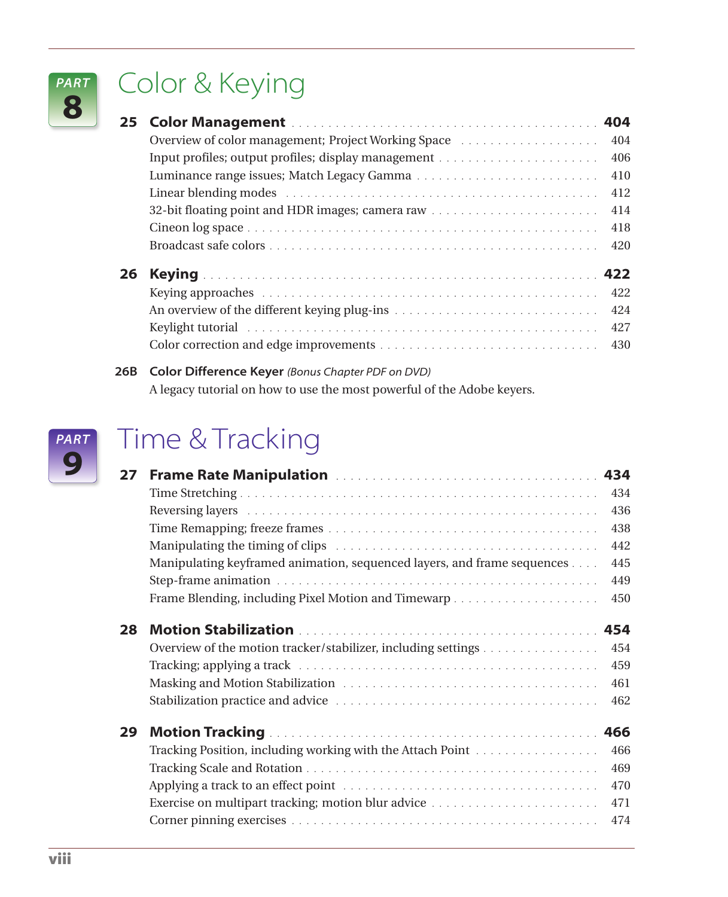# PART 8 Color & Keying

## 25 Color Management — 404

- Overview of color management; Project Working Space — 404
- Input profiles; output profiles; display management — 406
- Luminance range issues; Match Legacy Gamma — 410
- Linear blending modes — 412
- 32-bit floating point and HDR images; camera raw — 414
- Cineon log space — 418
- Broadcast safe colors — 420

## 26 Keying — 422

- Keying approaches — 422
- An overview of the different keying plug-ins — 424
- Keylight tutorial — 427
- Color correction and edge improvements — 430

## 26B Color Difference Keyer *(Bonus Chapter PDF on DVD)*

A legacy tutorial on how to use the most powerful of the Adobe keyers.

# PART 9 Time & Tracking

## 27 Frame Rate Manipulation — 434

- Time Stretching — 434
- Reversing layers — 436
- Time Remapping; freeze frames — 438
- Manipulating the timing of clips — 442
- Manipulating keyframed animation, sequenced layers, and frame sequences — 445
- Step-frame animation — 449
- Frame Blending, including Pixel Motion and Timewarp — 450

## 28 Motion Stabilization — 454

- Overview of the motion tracker/stabilizer, including settings — 454
- Tracking; applying a track — 459
- Masking and Motion Stabilization — 461
- Stabilization practice and advice — 462

## 29 Motion Tracking — 466

- Tracking Position, including working with the Attach Point — 466
- Tracking Scale and Rotation — 469
- Applying a track to an effect point — 470
- Exercise on multipart tracking; motion blur advice — 471
- Corner pinning exercises — 474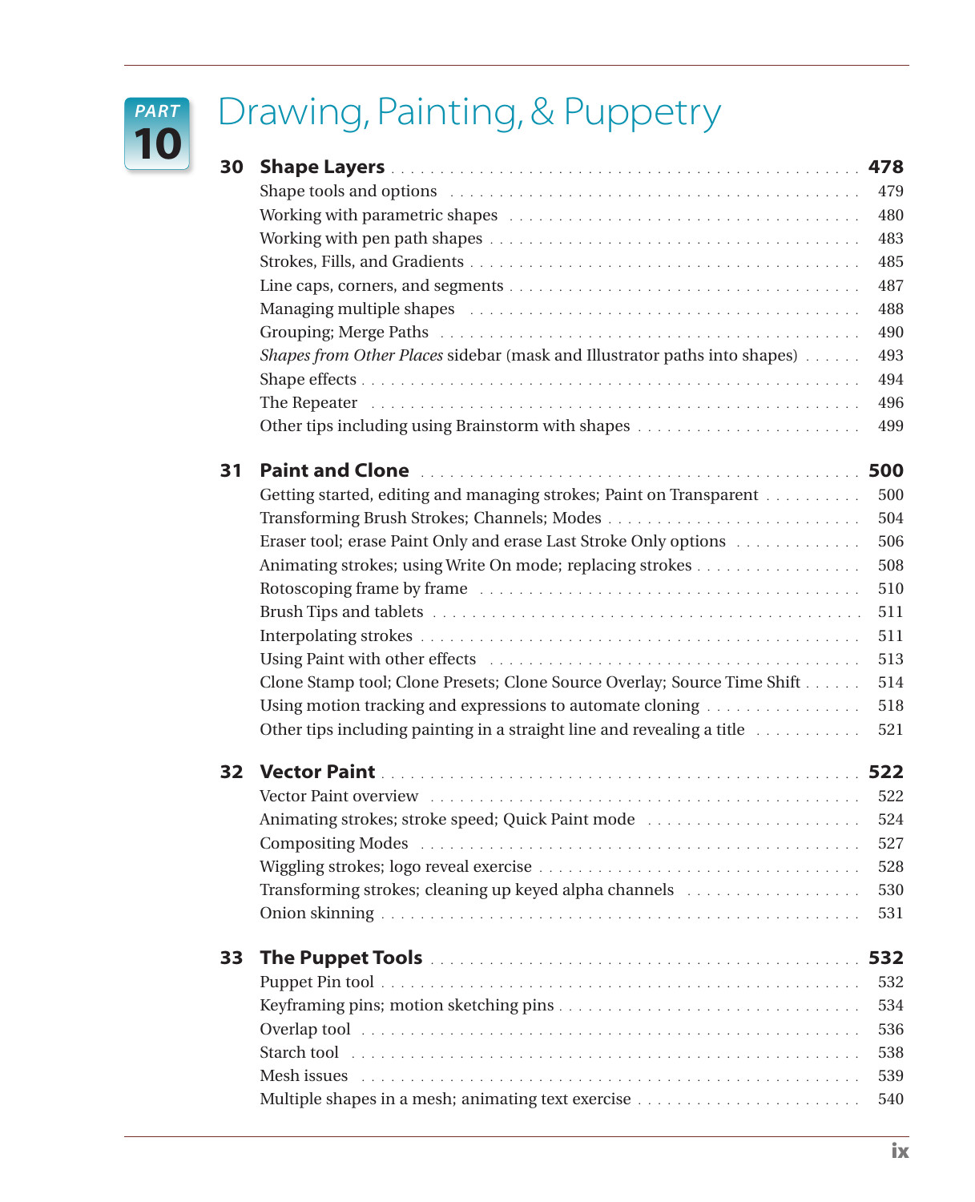# PART 10 Drawing, Painting, & Puppetry

| | | |
|---|---|---|
| **30** | **Shape Layers** | **478** |
| | Shape tools and options | 479 |
| | Working with parametric shapes | 480 |
| | Working with pen path shapes | 483 |
| | Strokes, Fills, and Gradients | 485 |
| | Line caps, corners, and segments | 487 |
| | Managing multiple shapes | 488 |
| | Grouping; Merge Paths | 490 |
| | *Shapes from Other Places* sidebar (mask and Illustrator paths into shapes) | 493 |
| | Shape effects | 494 |
| | The Repeater | 496 |
| | Other tips including using Brainstorm with shapes | 499 |
| **31** | **Paint and Clone** | **500** |
| | Getting started, editing and managing strokes; Paint on Transparent | 500 |
| | Transforming Brush Strokes; Channels; Modes | 504 |
| | Eraser tool; erase Paint Only and erase Last Stroke Only options | 506 |
| | Animating strokes; using Write On mode; replacing strokes | 508 |
| | Rotoscoping frame by frame | 510 |
| | Brush Tips and tablets | 511 |
| | Interpolating strokes | 511 |
| | Using Paint with other effects | 513 |
| | Clone Stamp tool; Clone Presets; Clone Source Overlay; Source Time Shift | 514 |
| | Using motion tracking and expressions to automate cloning | 518 |
| | Other tips including painting in a straight line and revealing a title | 521 |
| **32** | **Vector Paint** | **522** |
| | Vector Paint overview | 522 |
| | Animating strokes; stroke speed; Quick Paint mode | 524 |
| | Compositing Modes | 527 |
| | Wiggling strokes; logo reveal exercise | 528 |
| | Transforming strokes; cleaning up keyed alpha channels | 530 |
| | Onion skinning | 531 |
| **33** | **The Puppet Tools** | **532** |
| | Puppet Pin tool | 532 |
| | Keyframing pins; motion sketching pins | 534 |
| | Overlap tool | 536 |
| | Starch tool | 538 |
| | Mesh issues | 539 |
| | Multiple shapes in a mesh; animating text exercise | 540 |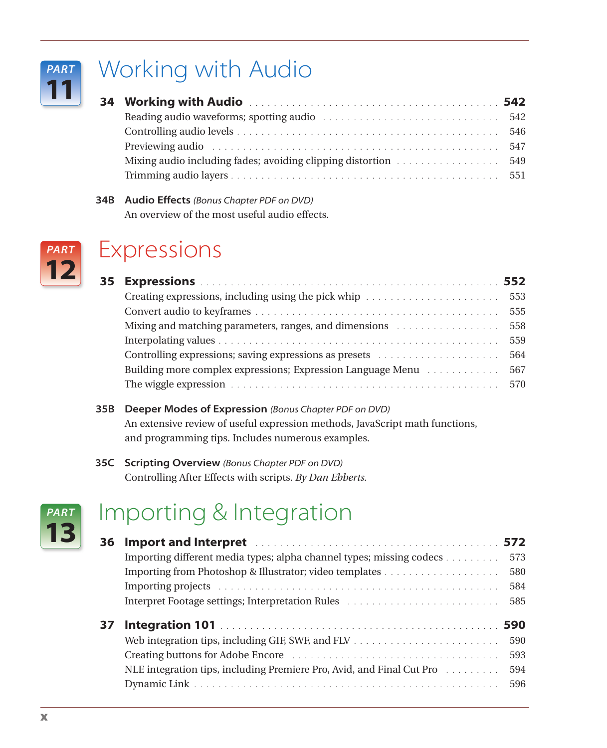# PART 11 Working with Audio

| | | |
|---|---|---|
| **34** | **Working with Audio** | **542** |
| | Reading audio waveforms; spotting audio | 542 |
| | Controlling audio levels | 546 |
| | Previewing audio | 547 |
| | Mixing audio including fades; avoiding clipping distortion | 549 |
| | Trimming audio layers | 551 |

**34B** **Audio Effects** *(Bonus Chapter PDF on DVD)*
An overview of the most useful audio effects.

# PART 12 Expressions

| | | |
|---|---|---|
| **35** | **Expressions** | **552** |
| | Creating expressions, including using the pick whip | 553 |
| | Convert audio to keyframes | 555 |
| | Mixing and matching parameters, ranges, and dimensions | 558 |
| | Interpolating values | 559 |
| | Controlling expressions; saving expressions as presets | 564 |
| | Building more complex expressions; Expression Language Menu | 567 |
| | The wiggle expression | 570 |

**35B** **Deeper Modes of Expression** *(Bonus Chapter PDF on DVD)*
An extensive review of useful expression methods, JavaScript math functions, and programming tips. Includes numerous examples.

**35C** **Scripting Overview** *(Bonus Chapter PDF on DVD)*
Controlling After Effects with scripts. *By Dan Ebberts.*

# PART 13 Importing & Integration

| | | |
|---|---|---|
| **36** | **Import and Interpret** | **572** |
| | Importing different media types; alpha channel types; missing codecs | 573 |
| | Importing from Photoshop & Illustrator; video templates | 580 |
| | Importing projects | 584 |
| | Interpret Footage settings; Interpretation Rules | 585 |
| **37** | **Integration 101** | **590** |
| | Web integration tips, including GIF, SWF, and FLV | 590 |
| | Creating buttons for Adobe Encore | 593 |
| | NLE integration tips, including Premiere Pro, Avid, and Final Cut Pro | 594 |
| | Dynamic Link | 596 |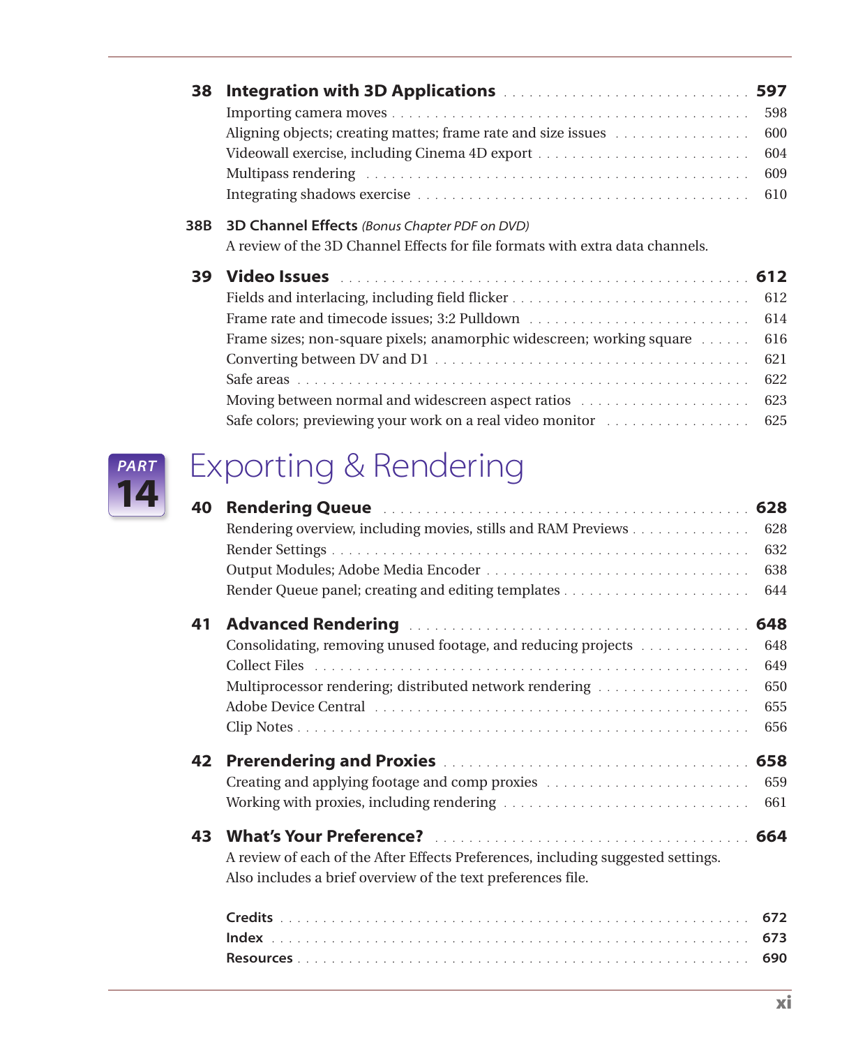**38 Integration with 3D Applications** . . . . . . . . . . . . . . . . . . . . . . . . . . . . . **597**

Importing camera moves . . . . . . . . . . . . . . . . . . . . . . . . . . . . . . . . . . . . . . . . . 598

Aligning objects; creating mattes; frame rate and size issues . . . . . . . . . . . . . . . . 600

Videowall exercise, including Cinema 4D export . . . . . . . . . . . . . . . . . . . . . . . . . 604

Multipass rendering . . . . . . . . . . . . . . . . . . . . . . . . . . . . . . . . . . . . . . . . . . . . . 609

Integrating shadows exercise . . . . . . . . . . . . . . . . . . . . . . . . . . . . . . . . . . . . . . 610

**38B 3D Channel Effects** *(Bonus Chapter PDF on DVD)*

A review of the 3D Channel Effects for file formats with extra data channels.

**39 Video Issues** . . . . . . . . . . . . . . . . . . . . . . . . . . . . . . . . . . . . . . . . . . . . . . . **612**

Fields and interlacing, including field flicker . . . . . . . . . . . . . . . . . . . . . . . . . . . 612

Frame rate and timecode issues; 3:2 Pulldown . . . . . . . . . . . . . . . . . . . . . . . . . . 614

Frame sizes; non-square pixels; anamorphic widescreen; working square . . . . . . 616

Converting between DV and D1 . . . . . . . . . . . . . . . . . . . . . . . . . . . . . . . . . . . . 621

Safe areas . . . . . . . . . . . . . . . . . . . . . . . . . . . . . . . . . . . . . . . . . . . . . . . . . . . . 622

Moving between normal and widescreen aspect ratios . . . . . . . . . . . . . . . . . . . . 623

Safe colors; previewing your work on a real video monitor . . . . . . . . . . . . . . . . . 625

# PART 14 Exporting & Rendering

**40 Rendering Queue** . . . . . . . . . . . . . . . . . . . . . . . . . . . . . . . . . . . . . . . . . . . . **628**

Rendering overview, including movies, stills and RAM Previews . . . . . . . . . . . . . 628

Render Settings . . . . . . . . . . . . . . . . . . . . . . . . . . . . . . . . . . . . . . . . . . . . . . . . 632

Output Modules; Adobe Media Encoder . . . . . . . . . . . . . . . . . . . . . . . . . . . . . . . 638

Render Queue panel; creating and editing templates . . . . . . . . . . . . . . . . . . . . . . 644

**41 Advanced Rendering** . . . . . . . . . . . . . . . . . . . . . . . . . . . . . . . . . . . . . . . . . **648**

Consolidating, removing unused footage, and reducing projects . . . . . . . . . . . . . 648

Collect Files . . . . . . . . . . . . . . . . . . . . . . . . . . . . . . . . . . . . . . . . . . . . . . . . . . 649

Multiprocessor rendering; distributed network rendering . . . . . . . . . . . . . . . . . . 650

Adobe Device Central . . . . . . . . . . . . . . . . . . . . . . . . . . . . . . . . . . . . . . . . . . . 655

Clip Notes . . . . . . . . . . . . . . . . . . . . . . . . . . . . . . . . . . . . . . . . . . . . . . . . . . . . 656

**42 Prerendering and Proxies** . . . . . . . . . . . . . . . . . . . . . . . . . . . . . . . . . . . . . . **658**

Creating and applying footage and comp proxies . . . . . . . . . . . . . . . . . . . . . . . . 659

Working with proxies, including rendering . . . . . . . . . . . . . . . . . . . . . . . . . . . . . 661

**43 What's Your Preference?** . . . . . . . . . . . . . . . . . . . . . . . . . . . . . . . . . . . . . . . **664**

A review of each of the After Effects Preferences, including suggested settings.
Also includes a brief overview of the text preferences file.

**Credits** . . . . . . . . . . . . . . . . . . . . . . . . . . . . . . . . . . . . . . . . . . . . . . . . . . . . . **672**

**Index** . . . . . . . . . . . . . . . . . . . . . . . . . . . . . . . . . . . . . . . . . . . . . . . . . . . . . . **673**

**Resources** . . . . . . . . . . . . . . . . . . . . . . . . . . . . . . . . . . . . . . . . . . . . . . . . . . . **690**